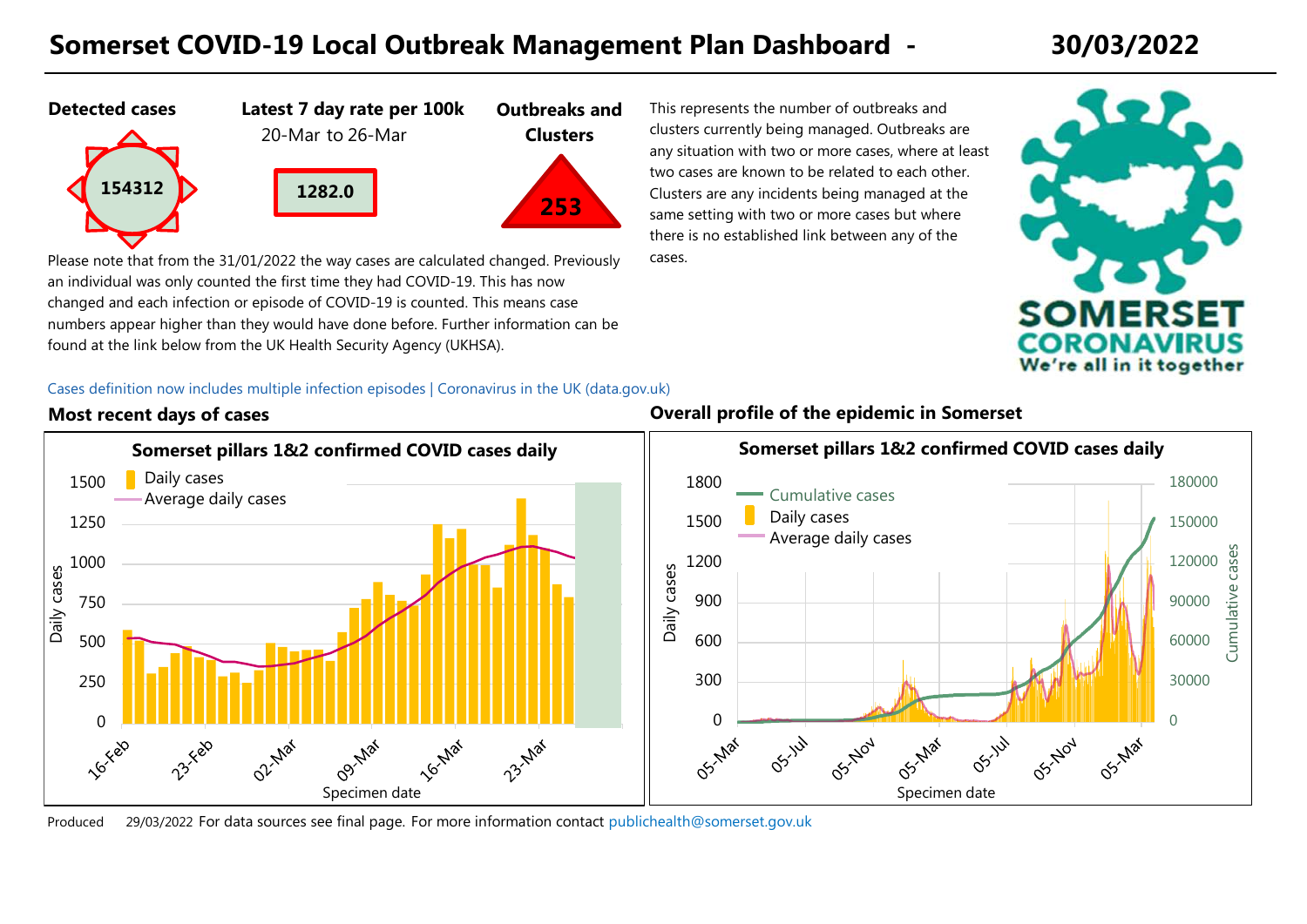# Somerset COVID-19 Local Outbreak Management Plan Dashboard - 30/03/2022

**Detected cases**

154312

**Latest 7 day rate per 100k**

20-Mar to 26-Mar

1282.0

**Outbreaks and Clusters**

253

This represents the number of outbreaks and clusters currently being managed. Outbreaks are any situation with two or more cases, where at least two cases are known to be related to each other. Clusters are any incidents being managed at the same setting with two or more cases but where there is no established link between any of the cases.

SOMERSET CORONAVIRUS We're all in it together

Please note that from the 31/01/2022 the way cases are calculated changed. Previously an individual was only counted the first time they had COVID-19. This has now changed and each infection or episode of COVID-19 is counted. This means case numbers appear higher than they would have done before. Further information can be found at the link below from the UK Health Security Agency (UKHSA).

Cases definition now includes multiple infection episodes | Coronavirus in the UK (data.gov.uk)

## Most recent days of cases

**Somerset pillars 1&2 confirmed COVID cases daily**

Legend: Daily cases; Average daily cases

Y-axis: Daily cases (0–1500). X-axis: Specimen date (16-Feb, 23-Feb, 02-Mar, 09-Mar, 16-Mar, 23-Mar)

## Overall profile of the epidemic in Somerset

**Somerset pillars 1&2 confirmed COVID cases daily**

Legend: Cumulative cases; Daily cases; Average daily cases

Y-axis: Daily cases (0–1800); Cumulative cases (0–180000). X-axis: Specimen date (05-Mar, 05-Jul, 05-Nov, 05-Mar, 05-Jul, 05-Nov, 05-Mar)

Produced 29/03/2022 For data sources see final page. For more information contact publichealth@somerset.gov.uk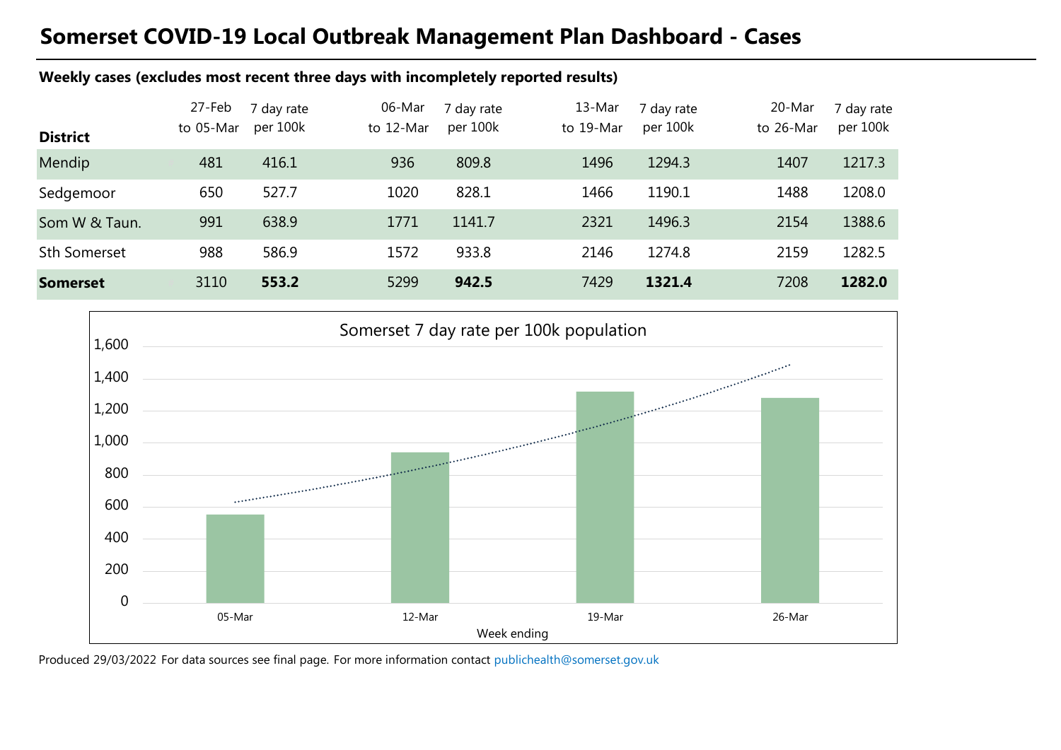# Somerset COVID-19 Local Outbreak Management Plan Dashboard - Cases

**Weekly cases (excludes most recent three days with incompletely reported results)**

| District | 27-Feb to 05-Mar | 7 day rate per 100k | 06-Mar to 12-Mar | 7 day rate per 100k | 13-Mar to 19-Mar | 7 day rate per 100k | 20-Mar to 26-Mar | 7 day rate per 100k |
|---|---|---|---|---|---|---|---|---|
| Mendip | 481 | 416.1 | 936 | 809.8 | 1496 | 1294.3 | 1407 | 1217.3 |
| Sedgemoor | 650 | 527.7 | 1020 | 828.1 | 1466 | 1190.1 | 1488 | 1208.0 |
| Som W & Taun. | 991 | 638.9 | 1771 | 1141.7 | 2321 | 1496.3 | 2154 | 1388.6 |
| Sth Somerset | 988 | 586.9 | 1572 | 933.8 | 2146 | 1274.8 | 2159 | 1282.5 |
| **Somerset** | 3110 | **553.2** | 5299 | **942.5** | 7429 | **1321.4** | 7208 | **1282.0** |

Somerset 7 day rate per 100k population

| Week ending | 7 day rate per 100k |
|---|---|
| 05-Mar | 553.2 |
| 12-Mar | 942.5 |
| 19-Mar | 1321.4 |
| 26-Mar | 1282.0 |

Produced 29/03/2022 For data sources see final page. For more information contact publichealth@somerset.gov.uk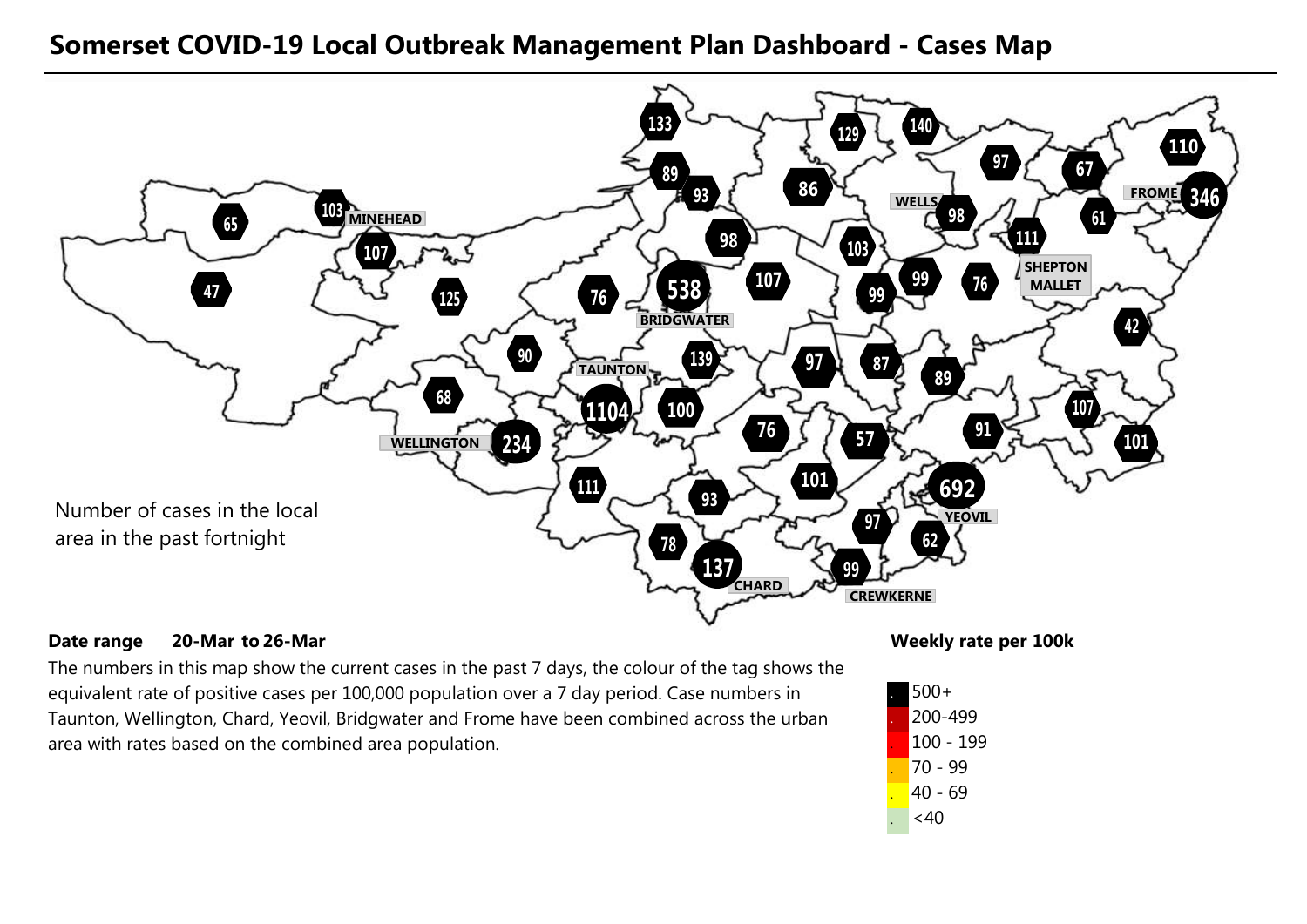# Somerset COVID-19 Local Outbreak Management Plan Dashboard - Cases Map

Number of cases in the local area in the past fortnight

**Date range** **20-Mar to 26-Mar**

The numbers in this map show the current cases in the past 7 days, the colour of the tag shows the equivalent rate of positive cases per 100,000 population over a 7 day period. Case numbers in Taunton, Wellington, Chard, Yeovil, Bridgwater and Frome have been combined across the urban area with rates based on the combined area population.

**Weekly rate per 100k**

- 500+
- 200-499
- 100 - 199
- 70 - 99
- 40 - 69
- <40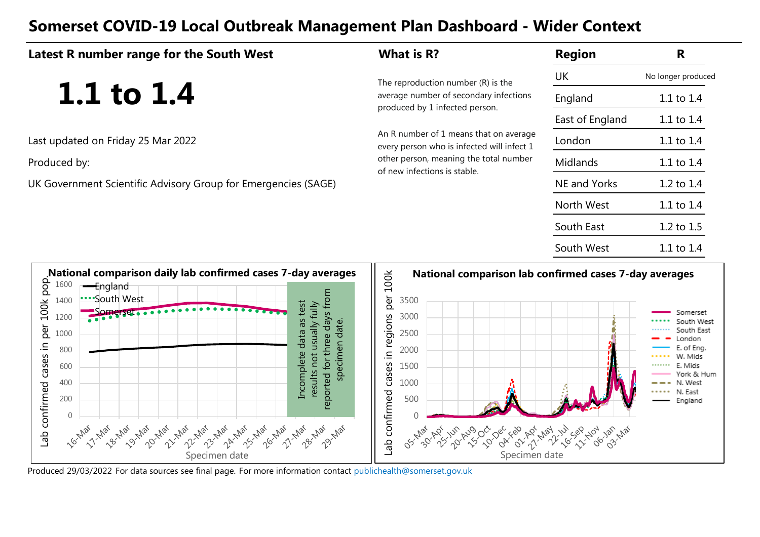# Somerset COVID-19 Local Outbreak Management Plan Dashboard - Wider Context

## Latest R number range for the South West

**1.1 to 1.4**

Last updated on Friday 25 Mar 2022

Produced by:

UK Government Scientific Advisory Group for Emergencies (SAGE)

## What is R?

The reproduction number (R) is the average number of secondary infections produced by 1 infected person.

An R number of 1 means that on average every person who is infected will infect 1 other person, meaning the total number of new infections is stable.

| Region | R |
|---|---|
| UK | No longer produced |
| England | 1.1 to 1.4 |
| East of England | 1.1 to 1.4 |
| London | 1.1 to 1.4 |
| Midlands | 1.1 to 1.4 |
| NE and Yorks | 1.2 to 1.4 |
| North West | 1.1 to 1.4 |
| South East | 1.2 to 1.5 |
| South West | 1.1 to 1.4 |

### National comparison daily lab confirmed cases 7-day averages

Lab confirmed cases in per 100k pop.

Legend: England, South West, Somerset

Incomplete data as test results not usually fully reported for three days from specimen date.

Specimen date: 16-Mar, 17-Mar, 18-Mar, 19-Mar, 20-Mar, 21-Mar, 22-Mar, 23-Mar, 24-Mar, 25-Mar, 26-Mar, 27-Mar, 28-Mar, 29-Mar

### National comparison lab confirmed cases 7-day averages

Lab confirmed cases in regions per 100k

Legend: Somerset, South West, South East, London, E. of Eng., W. Mids, E. Mids, York & Hum, N. West, N. East, England

Specimen date: 05-Mar, 30-Apr, 25-Jun, 20-Aug, 15-Oct, 10-Dec, 04-Feb, 01-Apr, 27-May, 22-Jul, 16-Sep, 11-Nov, 06-Jan, 03-Mar

Produced 29/03/2022 For data sources see final page. For more information contact publichealth@somerset.gov.uk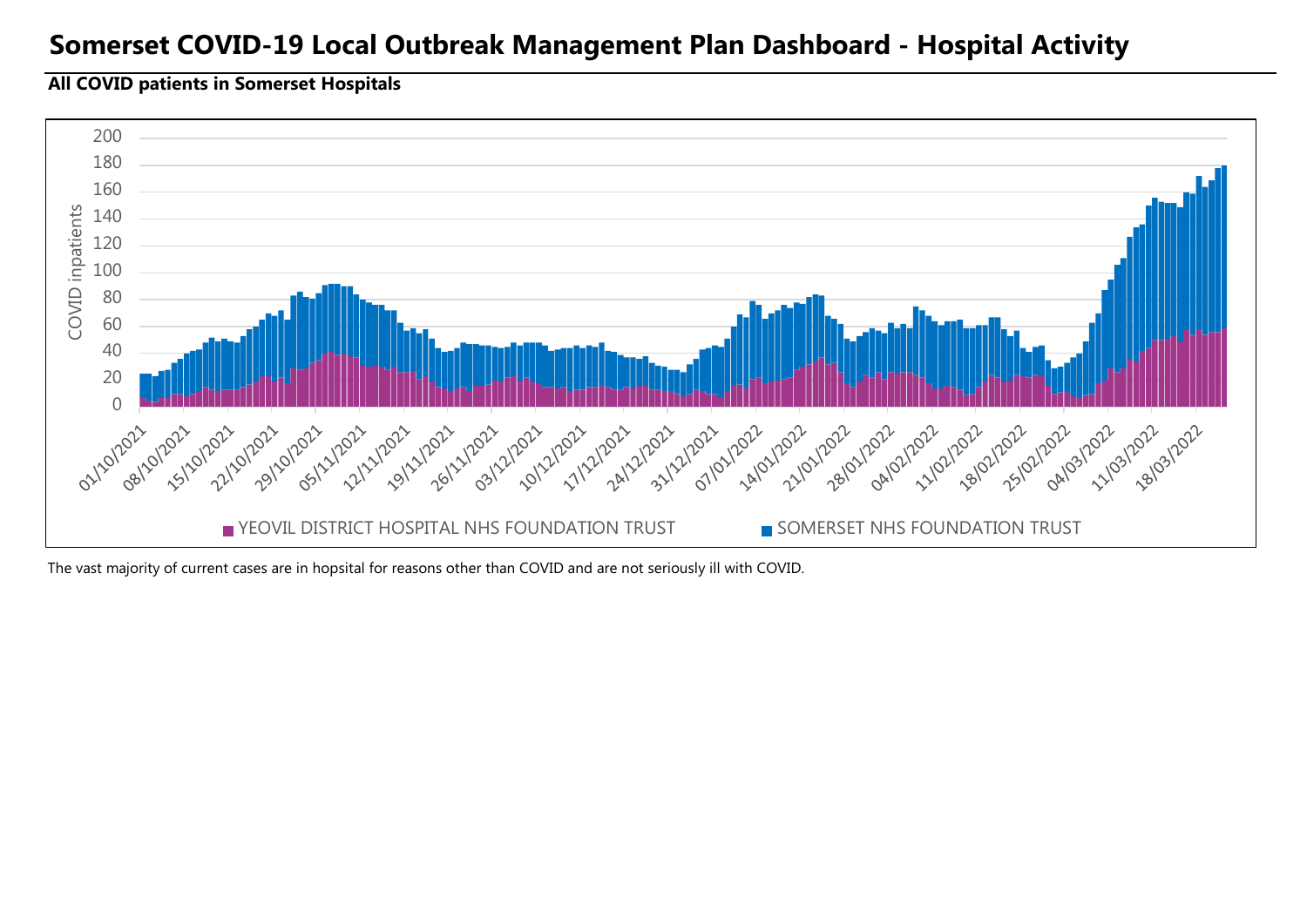# Somerset COVID-19 Local Outbreak Management Plan Dashboard - Hospital Activity

**All COVID patients in Somerset Hospitals**

The vast majority of current cases are in hopsital for reasons other than COVID and are not seriously ill with COVID.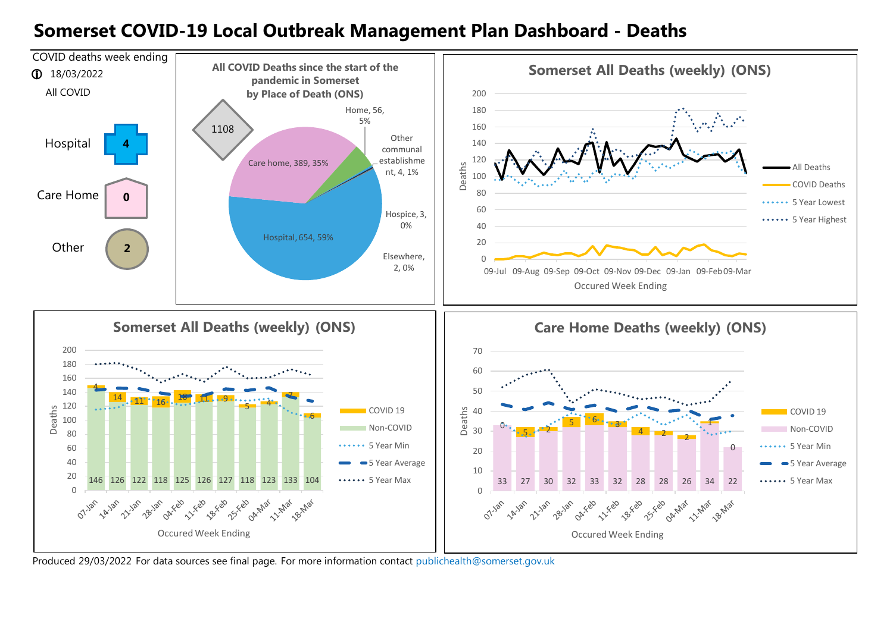# Somerset COVID-19 Local Outbreak Management Plan Dashboard - Deaths

COVID deaths week ending

18/03/2022

All COVID

| | |
|---|---|
| Hospital | 4 |
| Care Home | 0 |
| Other | 2 |

**All COVID Deaths since the start of the pandemic in Somerset by Place of Death (ONS)**

Total: 1108

| Place of Death | Deaths | % |
|---|---|---|
| Hospital | 654 | 59% |
| Care home | 389 | 35% |
| Home | 56 | 5% |
| Other communal establishment | 4 | 1% |
| Hospice | 3 | 0% |
| Elsewhere | 2 | 0% |

**Somerset All Deaths (weekly) (ONS)**

Series: All Deaths, COVID Deaths, 5 Year Lowest, 5 Year Highest. Y-axis: Deaths. X-axis: Occured Week Ending (09-Jul to 09-Mar).

**Somerset All Deaths (weekly) (ONS)**

| Occured Week Ending | 07-Jan | 14-Jan | 21-Jan | 28-Jan | 04-Feb | 11-Feb | 18-Feb | 25-Feb | 04-Mar | 11-Mar | 18-Mar |
|---|---|---|---|---|---|---|---|---|---|---|---|
| COVID 19 | 4 | 14 | 11 | 16 | 18 | 11 | 9 | 5 | 4 | 7 | 6 |
| Non-COVID | 146 | 126 | 122 | 118 | 125 | 126 | 127 | 118 | 123 | 133 | 104 |

Series also shown: 5 Year Min, 5 Year Average, 5 Year Max. Y-axis: Deaths.

**Care Home Deaths (weekly) (ONS)**

| Occured Week Ending | 07-Jan | 14-Jan | 21-Jan | 28-Jan | 04-Feb | 11-Feb | 18-Feb | 25-Feb | 04-Mar | 11-Mar | 18-Mar |
|---|---|---|---|---|---|---|---|---|---|---|---|
| COVID 19 | 0 | 5 | 2 | 5 | 6 | 3 | 4 | 2 | 2 | 1 | 0 |
| Non-COVID | 33 | 27 | 30 | 32 | 33 | 32 | 28 | 28 | 26 | 34 | 22 |

Series also shown: 5 Year Min, 5 Year Average, 5 Year Max. Y-axis: Deaths.

Produced 29/03/2022 For data sources see final page. For more information contact publichealth@somerset.gov.uk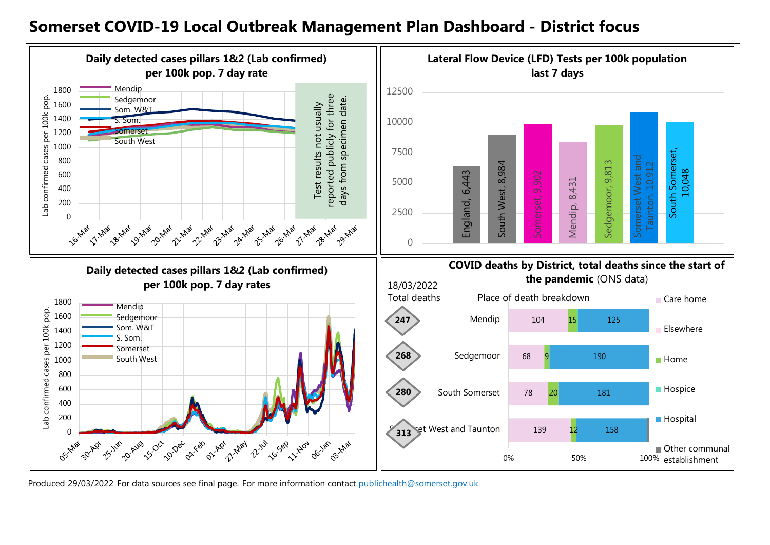# Somerset COVID-19 Local Outbreak Management Plan Dashboard - District focus

**Daily detected cases pillars 1&2 (Lab confirmed) per 100k pop. 7 day rate**

Lab confirmed cases per 100k pop.

Legend: Mendip, Sedgemoor, Som. W&T, S. Som., Somerset, South West

Test results not usually reported publicly for three days from specimen date.

16-Mar, 17-Mar, 18-Mar, 19-Mar, 20-Mar, 21-Mar, 22-Mar, 23-Mar, 24-Mar, 25-Mar, 26-Mar, 27-Mar, 28-Mar, 29-Mar

**Lateral Flow Device (LFD) Tests per 100k population last 7 days**

| Area | Tests per 100k |
|---|---|
| England | 6,443 |
| South West | 8,984 |
| Somerset | 9,902 |
| Mendip | 8,431 |
| Sedgemoor | 9,813 |
| Somerset West and Taunton | 10,912 |
| South Somerset | 10,048 |

**Daily detected cases pillars 1&2 (Lab confirmed) per 100k pop. 7 day rates**

Lab confirmed cases per 100k pop.

Legend: Mendip, Sedgemoor, Som. W&T, S. Som., Somerset, South West

05-Mar, 30-Apr, 25-Jun, 20-Aug, 15-Oct, 10-Dec, 04-Feb, 01-Apr, 27-May, 22-Jul, 16-Sep, 11-Nov, 06-Jan, 03-Mar

**COVID deaths by District, total deaths since the start of the pandemic** (ONS data)

18/03/2022

| District | Total deaths | Care home | Home | Hospital |
|---|---|---|---|---|
| Mendip | 247 | 104 | 15 | 125 |
| Sedgemoor | 268 | 68 | 9 | 190 |
| South Somerset | 280 | 78 | 20 | 181 |
| Somerset West and Taunton | 313 | 139 | 12 | 158 |

Place of death breakdown: Care home, Elsewhere, Home, Hospice, Hospital, Other communal establishment

Produced 29/03/2022 For data sources see final page. For more information contact publichealth@somerset.gov.uk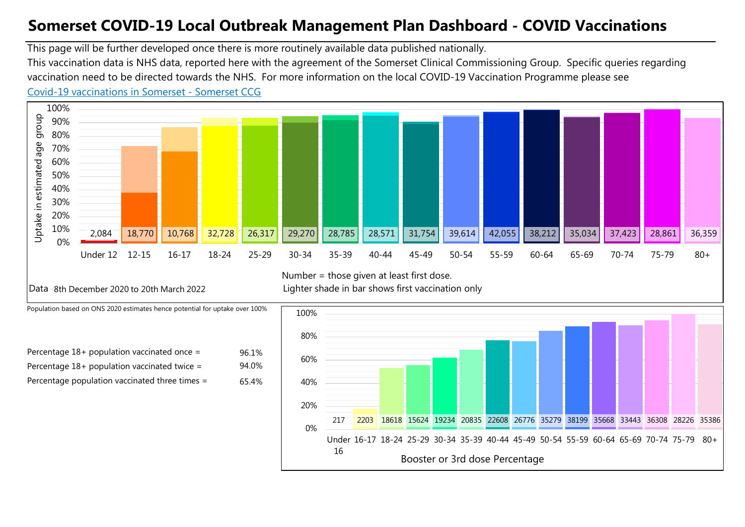# Somerset COVID-19 Local Outbreak Management Plan Dashboard - COVID Vaccinations

This page will be further developed once there is more routinely available data published nationally.
This vaccination data is NHS data, reported here with the agreement of the Somerset Clinical Commissioning Group. Specific queries regarding vaccination need to be directed towards the NHS. For more information on the local COVID-19 Vaccination Programme please see
[Covid-19 vaccinations in Somerset - Somerset CCG]()

Uptake in estimated age group

| Age group | Under 12 | 12-15 | 16-17 | 18-24 | 25-29 | 30-34 | 35-39 | 40-44 | 45-49 | 50-54 | 55-59 | 60-64 | 65-69 | 70-74 | 75-79 | 80+ |
|---|---|---|---|---|---|---|---|---|---|---|---|---|---|---|---|---|
| Number given at least first dose | 2,084 | 18,770 | 10,768 | 32,728 | 26,317 | 29,270 | 28,785 | 28,571 | 31,754 | 39,614 | 42,055 | 38,212 | 35,034 | 37,423 | 28,861 | 36,359 |

Number = those given at least first dose.
Lighter shade in bar shows first vaccination only

Data 8th December 2020 to 20th March 2022

Population based on ONS 2020 estimates hence potential for uptake over 100%

| | |
|---|---|
| Percentage 18+ population vaccinated once = | 96.1% |
| Percentage 18+ population vaccinated twice = | 94.0% |
| Percentage population vaccinated three times = | 65.4% |

Booster or 3rd dose Percentage

| Age group | Under 16 | 16-17 | 18-24 | 25-29 | 30-34 | 35-39 | 40-44 | 45-49 | 50-54 | 55-59 | 60-64 | 65-69 | 70-74 | 75-79 | 80+ |
|---|---|---|---|---|---|---|---|---|---|---|---|---|---|---|---|
| Number | 217 | 2203 | 18618 | 15624 | 19234 | 20835 | 22608 | 26776 | 35279 | 38199 | 35668 | 33443 | 36308 | 28226 | 35386 |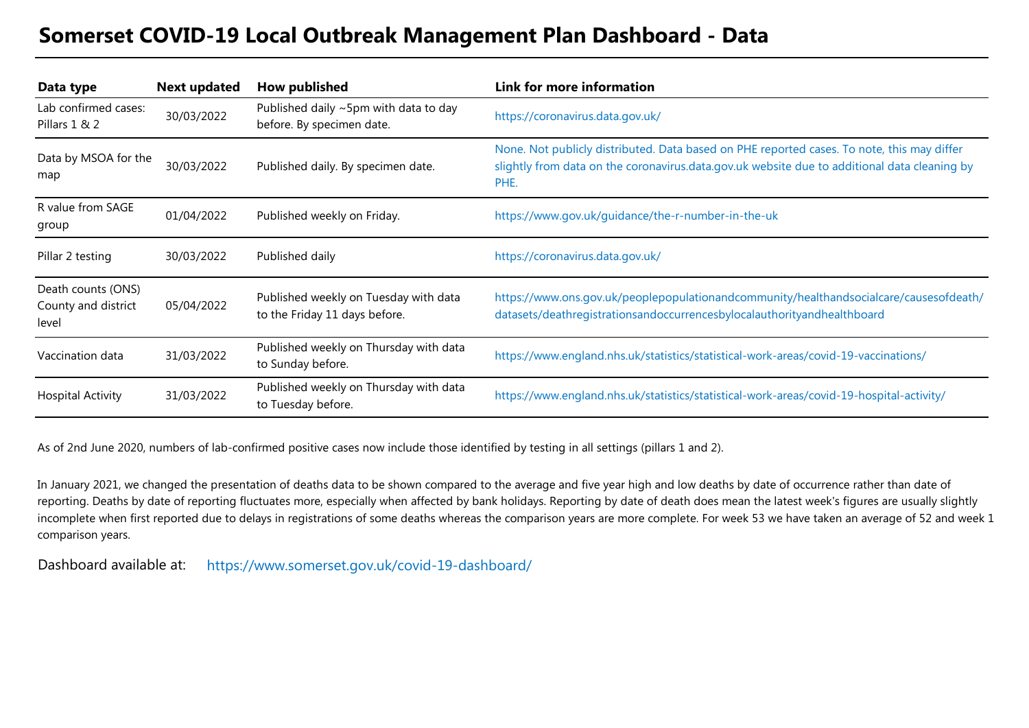# Somerset COVID-19 Local Outbreak Management Plan Dashboard - Data

| Data type | Next updated | How published | Link for more information |
|---|---|---|---|
| Lab confirmed cases: Pillars 1 & 2 | 30/03/2022 | Published daily ~5pm with data to day before. By specimen date. | https://coronavirus.data.gov.uk/ |
| Data by MSOA for the map | 30/03/2022 | Published daily. By specimen date. | None. Not publicly distributed. Data based on PHE reported cases. To note, this may differ slightly from data on the coronavirus.data.gov.uk website due to additional data cleaning by PHE. |
| R value from SAGE group | 01/04/2022 | Published weekly on Friday. | https://www.gov.uk/guidance/the-r-number-in-the-uk |
| Pillar 2 testing | 30/03/2022 | Published daily | https://coronavirus.data.gov.uk/ |
| Death counts (ONS) County and district level | 05/04/2022 | Published weekly on Tuesday with data to the Friday 11 days before. | https://www.ons.gov.uk/peoplepopulationandcommunity/healthandsocialcare/causesofdeath/datasets/deathregistrationsandoccurrencesbylocalauthorityandhealthboard |
| Vaccination data | 31/03/2022 | Published weekly on Thursday with data to Sunday before. | https://www.england.nhs.uk/statistics/statistical-work-areas/covid-19-vaccinations/ |
| Hospital Activity | 31/03/2022 | Published weekly on Thursday with data to Tuesday before. | https://www.england.nhs.uk/statistics/statistical-work-areas/covid-19-hospital-activity/ |

As of 2nd June 2020, numbers of lab-confirmed positive cases now include those identified by testing in all settings (pillars 1 and 2).

In January 2021, we changed the presentation of deaths data to be shown compared to the average and five year high and low deaths by date of occurrence rather than date of reporting. Deaths by date of reporting fluctuates more, especially when affected by bank holidays. Reporting by date of death does mean the latest week's figures are usually slightly incomplete when first reported due to delays in registrations of some deaths whereas the comparison years are more complete. For week 53 we have taken an average of 52 and week 1 comparison years.

Dashboard available at: https://www.somerset.gov.uk/covid-19-dashboard/